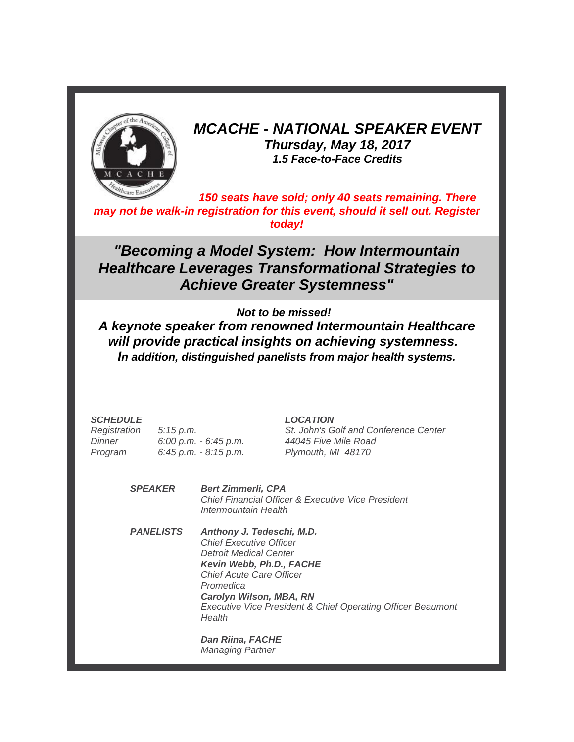# *MCACHE - NATIONAL SPEAKER EVENT*

***Thursday, May 18, 2017***

***1.5 Face-to-Face Credits***

***150 seats have sold; only 40 seats remaining. There may not be walk-in registration for this event, should it sell out. Register today!***

## *"Becoming a Model System: How Intermountain Healthcare Leverages Transformational Strategies to Achieve Greater Systemness"*

***Not to be missed!***

***A keynote speaker from renowned Intermountain Healthcare will provide practical insights on achieving systemness.***

***In addition, distinguished panelists from major health systems.***

---

***SCHEDULE***

| | |
|---|---|
| *Registration* | *5:15 p.m.* |
| *Dinner* | *6:00 p.m. - 6:45 p.m.* |
| *Program* | *6:45 p.m. - 8:15 p.m.* |

***LOCATION***

*St. John's Golf and Conference Center*
*44045 Five Mile Road*
*Plymouth, MI 48170*

***SPEAKER***

***Bert Zimmerli, CPA***
*Chief Financial Officer & Executive Vice President*
*Intermountain Health*

***PANELISTS***

***Anthony J. Tedeschi, M.D.***
*Chief Executive Officer*
*Detroit Medical Center*

***Kevin Webb, Ph.D., FACHE***
*Chief Acute Care Officer*
*Promedica*

***Carolyn Wilson, MBA, RN***
*Executive Vice President & Chief Operating Officer Beaumont Health*

***Dan Riina, FACHE***
*Managing Partner*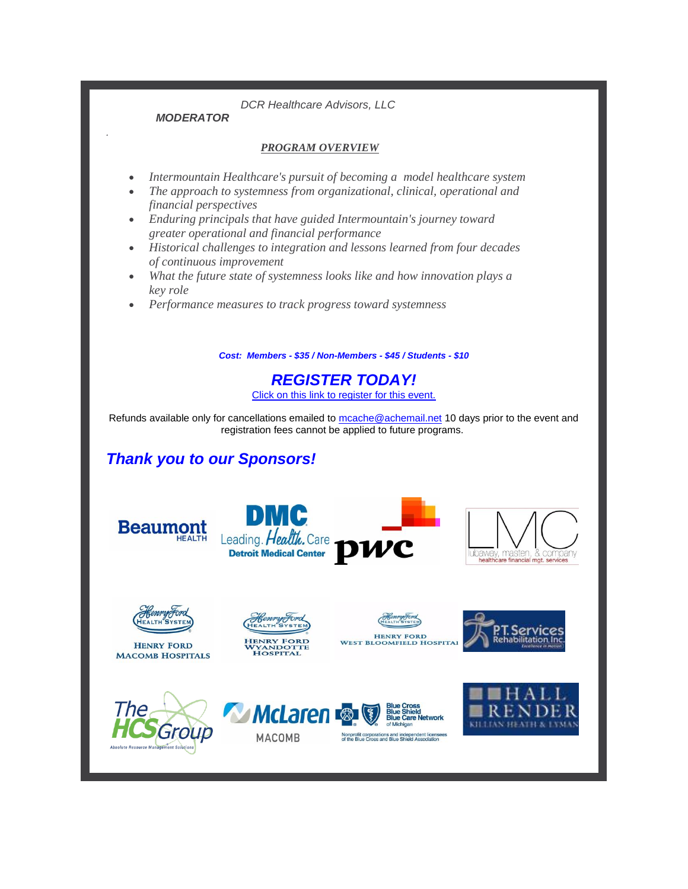*DCR Healthcare Advisors, LLC*

***MODERATOR***

***PROGRAM OVERVIEW***

- *Intermountain Healthcare's pursuit of becoming a model healthcare system*
- *The approach to systemness from organizational, clinical, operational and financial perspectives*
- *Enduring principles that have guided Intermountain's journey toward greater operational and financial performance*
- *Historical challenges to integration and lessons learned from four decades of continuous improvement*
- *What the future state of systemness looks like and how innovation plays a key role*
- *Performance measures to track progress toward systemness*

***Cost: Members - $35 / Non-Members - $45 / Students - $10***

## *REGISTER TODAY!*

Click on this link to register for this event.

Refunds available only for cancellations emailed to mcache@achemail.net 10 days prior to the event and registration fees cannot be applied to future programs.

## *Thank you to our Sponsors!*

Beaumont HEALTH

DMC Leading. Health. Care Detroit Medical Center

pwc

LMC lubaway, masten, & company healthcare financial mgt. services

Henry Ford Health System HENRY FORD MACOMB HOSPITALS

Henry Ford Health System HENRY FORD WYANDOTTE HOSPITAL

Henry Ford Health System HENRY FORD WEST BLOOMFIELD HOSPITAL

P.T. Services Rehabilitation, Inc. Excellence in Motion

The HCS Group Absolute Resource Management Solutions

McLaren MACOMB

Blue Cross Blue Shield Blue Care Network of Michigan Nonprofit corporations and independent licensees of the Blue Cross and Blue Shield Association

HALL RENDER KILLIAN HEATH & LYMAN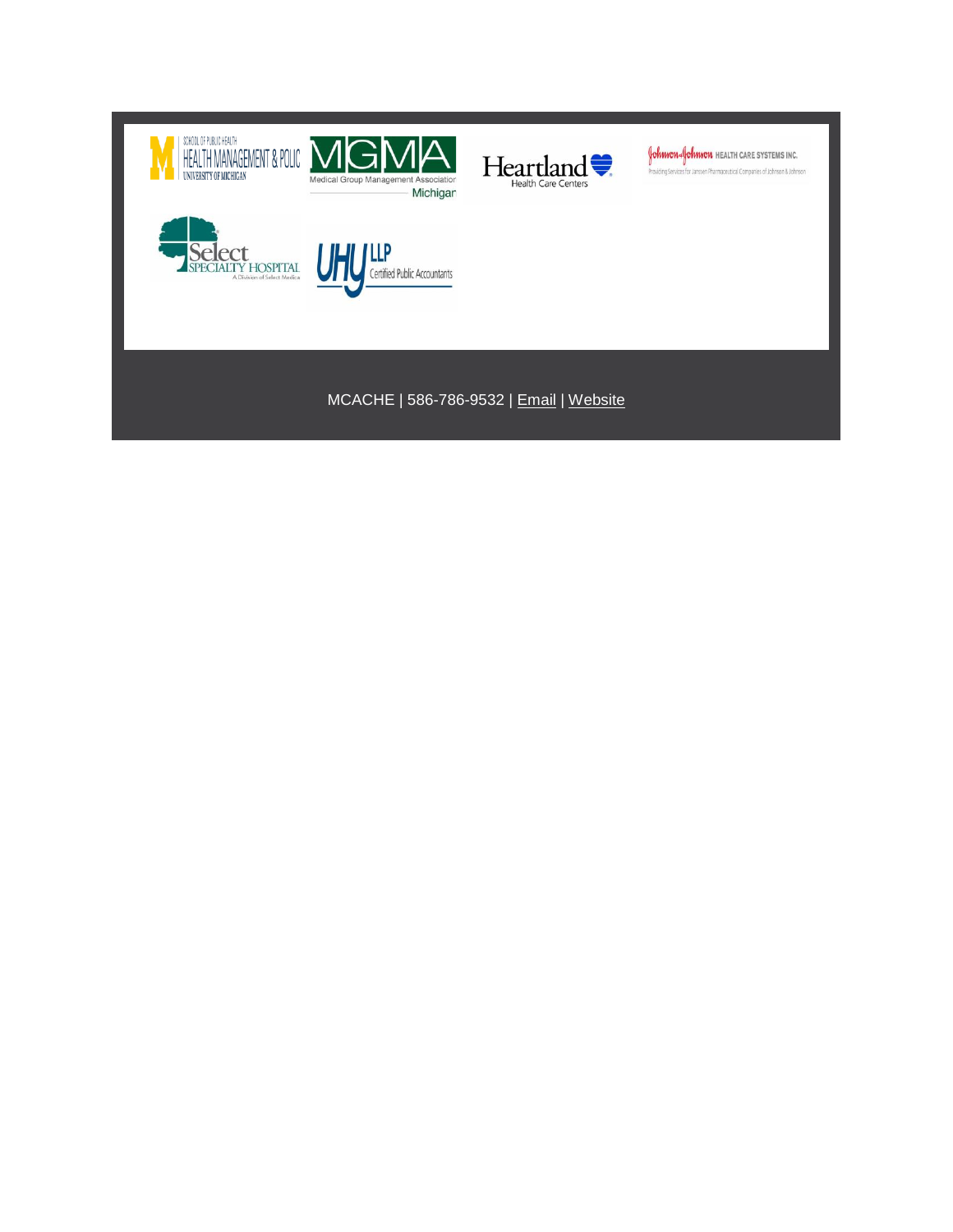MCACHE | 586-786-9532 | Email | Website